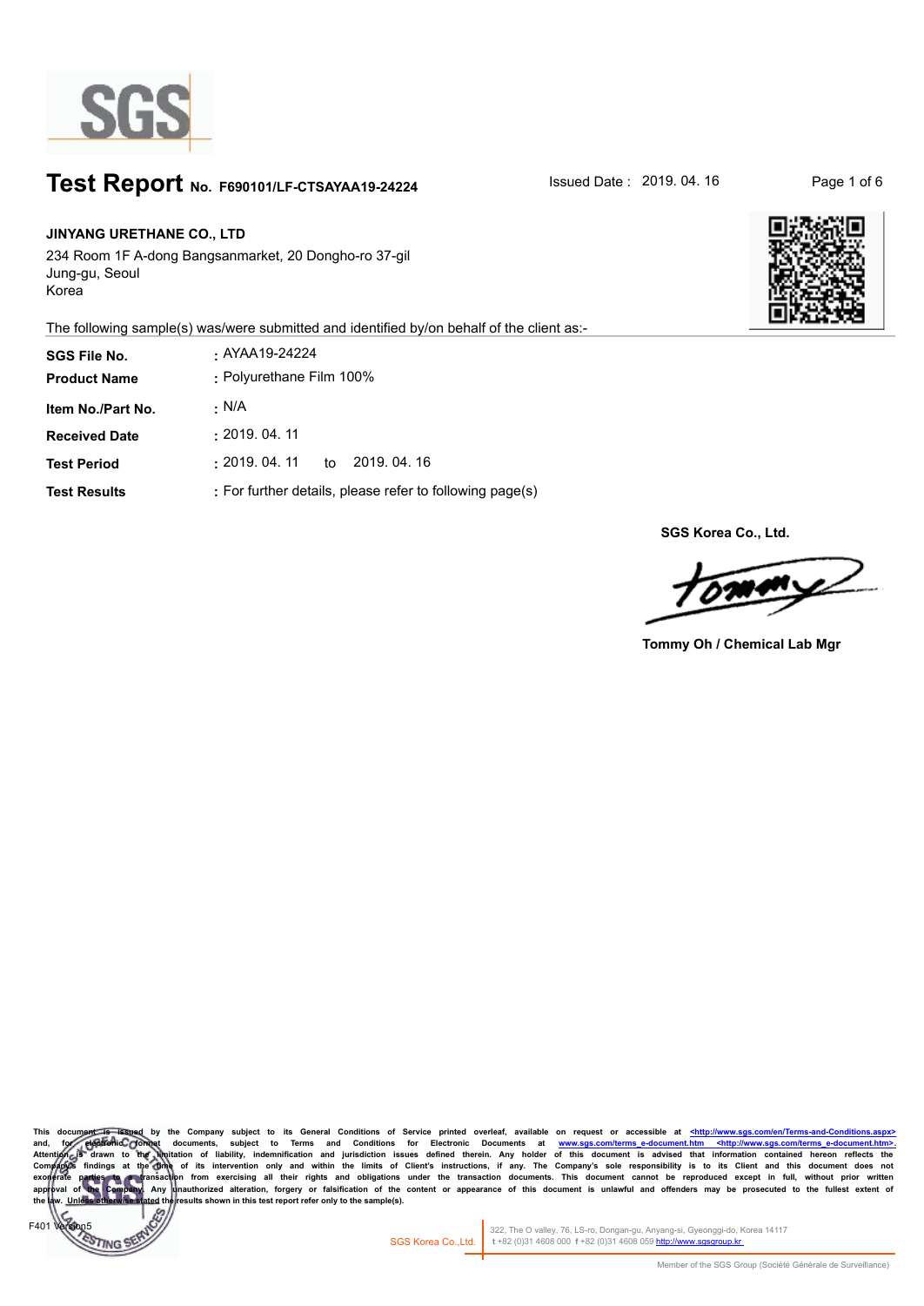# Test Report No. F690101/LF-CTSAYAA19-24224

Issued Date : 2019. 04. 16

**JINYANG URETHANE CO., LTD**

234 Room 1F A-dong Bangsanmarket, 20 Dongho-ro 37-gil
Jung-gu, Seoul
Korea

The following sample(s) was/were submitted and identified by/on behalf of the client as:-

| | |
|---|---|
| **SGS File No.** | : AYAA19-24224 |
| **Product Name** | : Polyurethane Film 100% |
| **Item No./Part No.** | : N/A |
| **Received Date** | : 2019. 04. 11 |
| **Test Period** | : 2019. 04. 11 to 2019. 04. 16 |
| **Test Results** | : For further details, please refer to following page(s) |

**SGS Korea Co., Ltd.**

**Tommy Oh / Chemical Lab Mgr**

This document is issued by the Company subject to its General Conditions of Service printed overleaf, available on request or accessible at <http://www.sgs.com/en/Terms-and-Conditions.aspx> and, for electronic format documents, subject to Terms and Conditions for Electronic Documents at www.sgs.com/terms_e-document.htm <http://www.sgs.com/terms_e-document.htm>. Attention is drawn to the limitation of liability, indemnification and jurisdiction issues defined therein. Any holder of this document is advised that information contained hereon reflects the Company's findings at the time of its intervention only and within the limits of Client's instructions, if any. The Company's sole responsibility is to its Client and this document does not exonerate parties to a transaction from exercising all their rights and obligations under the transaction documents. This document cannot be reproduced except in full, without prior written approval of the Company. Any unauthorized alteration, forgery or falsification of the content or appearance of this document is unlawful and offenders may be prosecuted to the fullest extent of the law. Unless otherwise stated the results shown in this test report refer only to the sample(s).

F401 Version5

SGS Korea Co.,Ltd. 322, The O valley, 76, LS-ro, Dongan-gu, Anyang-si, Gyeonggi-do, Korea 14117
t +82 (0)31 4608 000 f +82 (0)31 4608 059 http://www.sgsgroup.kr

Member of the SGS Group (Société Générale de Surveillance)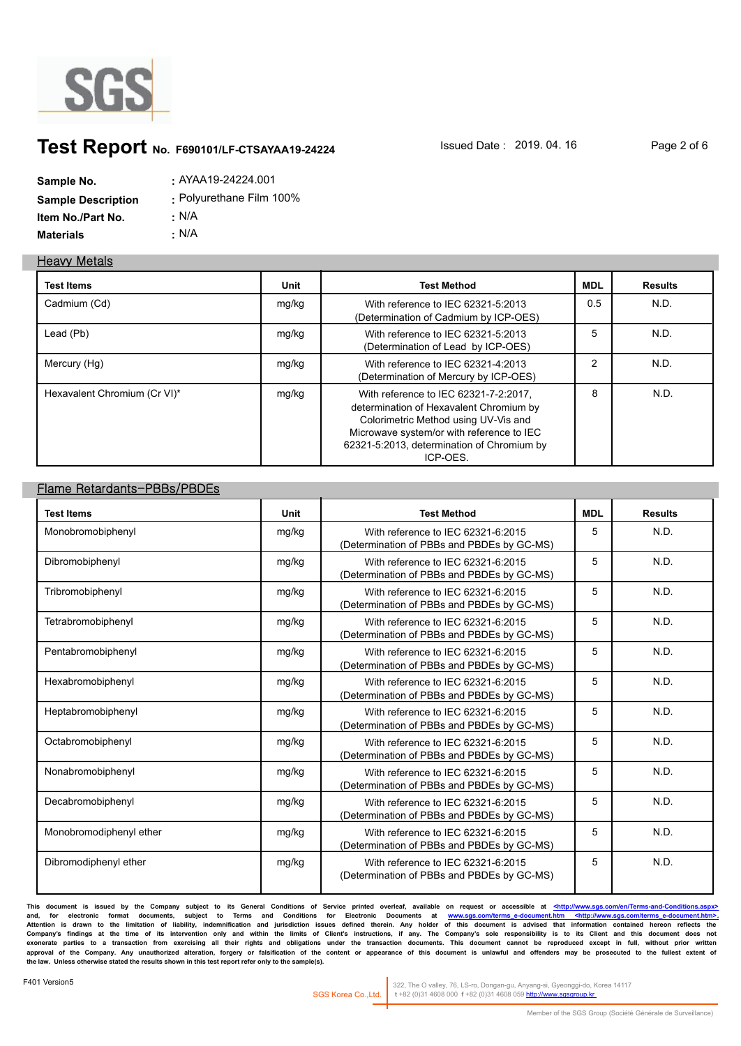# Test Report No. F690101/LF-CTSAYAA19-24224

Issued Date : 2019. 04. 16

| | |
|---|---|
| **Sample No.** | : AYAA19-24224.001 |
| **Sample Description** | : Polyurethane Film 100% |
| **Item No./Part No.** | : N/A |
| **Materials** | : N/A |

## Heavy Metals

| Test Items | Unit | Test Method | MDL | Results |
|---|---|---|---|---|
| Cadmium (Cd) | mg/kg | With reference to IEC 62321-5:2013 (Determination of Cadmium by ICP-OES) | 0.5 | N.D. |
| Lead (Pb) | mg/kg | With reference to IEC 62321-5:2013 (Determination of Lead by ICP-OES) | 5 | N.D. |
| Mercury (Hg) | mg/kg | With reference to IEC 62321-4:2013 (Determination of Mercury by ICP-OES) | 2 | N.D. |
| Hexavalent Chromium (Cr VI)* | mg/kg | With reference to IEC 62321-7-2:2017, determination of Hexavalent Chromium by Colorimetric Method using UV-Vis and Microwave system/or with reference to IEC 62321-5:2013, determination of Chromium by ICP-OES. | 8 | N.D. |

## Flame Retardants-PBBs/PBDEs

| Test Items | Unit | Test Method | MDL | Results |
|---|---|---|---|---|
| Monobromobiphenyl | mg/kg | With reference to IEC 62321-6:2015 (Determination of PBBs and PBDEs by GC-MS) | 5 | N.D. |
| Dibromobiphenyl | mg/kg | With reference to IEC 62321-6:2015 (Determination of PBBs and PBDEs by GC-MS) | 5 | N.D. |
| Tribromobiphenyl | mg/kg | With reference to IEC 62321-6:2015 (Determination of PBBs and PBDEs by GC-MS) | 5 | N.D. |
| Tetrabromobiphenyl | mg/kg | With reference to IEC 62321-6:2015 (Determination of PBBs and PBDEs by GC-MS) | 5 | N.D. |
| Pentabromobiphenyl | mg/kg | With reference to IEC 62321-6:2015 (Determination of PBBs and PBDEs by GC-MS) | 5 | N.D. |
| Hexabromobiphenyl | mg/kg | With reference to IEC 62321-6:2015 (Determination of PBBs and PBDEs by GC-MS) | 5 | N.D. |
| Heptabromobiphenyl | mg/kg | With reference to IEC 62321-6:2015 (Determination of PBBs and PBDEs by GC-MS) | 5 | N.D. |
| Octabromobiphenyl | mg/kg | With reference to IEC 62321-6:2015 (Determination of PBBs and PBDEs by GC-MS) | 5 | N.D. |
| Nonabromobiphenyl | mg/kg | With reference to IEC 62321-6:2015 (Determination of PBBs and PBDEs by GC-MS) | 5 | N.D. |
| Decabromobiphenyl | mg/kg | With reference to IEC 62321-6:2015 (Determination of PBBs and PBDEs by GC-MS) | 5 | N.D. |
| Monobromodiphenyl ether | mg/kg | With reference to IEC 62321-6:2015 (Determination of PBBs and PBDEs by GC-MS) | 5 | N.D. |
| Dibromodiphenyl ether | mg/kg | With reference to IEC 62321-6:2015 (Determination of PBBs and PBDEs by GC-MS) | 5 | N.D. |

This document is issued by the Company subject to its General Conditions of Service printed overleaf, available on request or accessible at <http://www.sgs.com/en/Terms-and-Conditions.aspx> and, for electronic format documents, subject to Terms and Conditions for Electronic Documents at www.sgs.com/terms_e-document.htm <http://www.sgs.com/terms_e-document.htm>. Attention is drawn to the limitation of liability, indemnification and jurisdiction issues defined therein. Any holder of this document is advised that information contained hereon reflects the Company's findings at the time of its intervention only and within the limits of Client's instructions, if any. The Company's sole responsibility is to its Client and this document does not exonerate parties to a transaction from exercising all their rights and obligations under the transaction documents. This document cannot be reproduced except in full, without prior written approval of the Company. Any unauthorized alteration, forgery or falsification of the content or appearance of this document is unlawful and offenders may be prosecuted to the fullest extent of the law. Unless otherwise stated the results shown in this test report refer only to the sample(s).

F401 Version5

SGS Korea Co.,Ltd. | 322, The O valley, 76, LS-ro, Dongan-gu, Anyang-si, Gyeonggi-do, Korea 14117 t +82 (0)31 4608 000 f +82 (0)31 4608 059 http://www.sgsgroup.kr

Member of the SGS Group (Société Générale de Surveillance)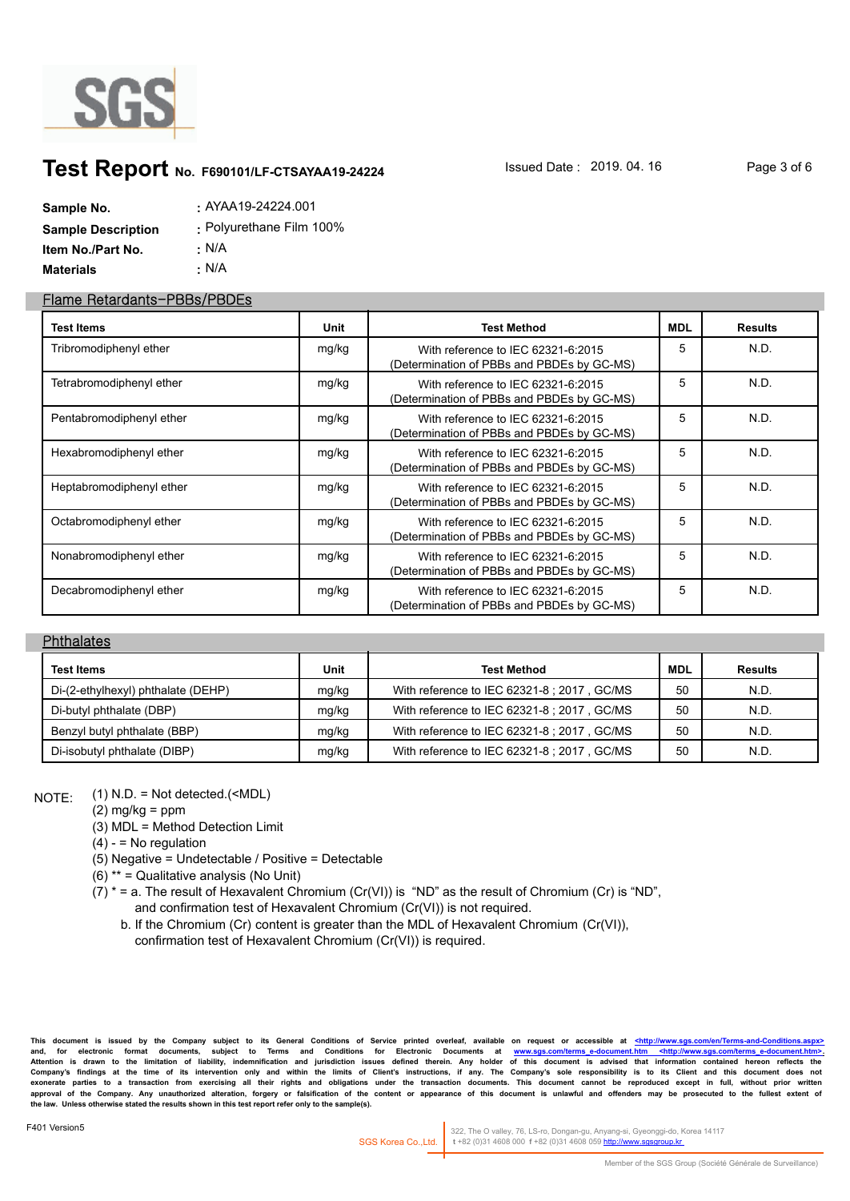SGS

# Test Report No. F690101/LF-CTSAYAA19-24224

Issued Date : 2019. 04. 16

**Sample No.** : AYAA19-24224.001
**Sample Description** : Polyurethane Film 100%
**Item No./Part No.** : N/A
**Materials** : N/A

## Flame Retardants-PBBs/PBDEs

| Test Items | Unit | Test Method | MDL | Results |
|---|---|---|---|---|
| Tribromodiphenyl ether | mg/kg | With reference to IEC 62321-6:2015 (Determination of PBBs and PBDEs by GC-MS) | 5 | N.D. |
| Tetrabromodiphenyl ether | mg/kg | With reference to IEC 62321-6:2015 (Determination of PBBs and PBDEs by GC-MS) | 5 | N.D. |
| Pentabromodiphenyl ether | mg/kg | With reference to IEC 62321-6:2015 (Determination of PBBs and PBDEs by GC-MS) | 5 | N.D. |
| Hexabromodiphenyl ether | mg/kg | With reference to IEC 62321-6:2015 (Determination of PBBs and PBDEs by GC-MS) | 5 | N.D. |
| Heptabromodiphenyl ether | mg/kg | With reference to IEC 62321-6:2015 (Determination of PBBs and PBDEs by GC-MS) | 5 | N.D. |
| Octabromodiphenyl ether | mg/kg | With reference to IEC 62321-6:2015 (Determination of PBBs and PBDEs by GC-MS) | 5 | N.D. |
| Nonabromodiphenyl ether | mg/kg | With reference to IEC 62321-6:2015 (Determination of PBBs and PBDEs by GC-MS) | 5 | N.D. |
| Decabromodiphenyl ether | mg/kg | With reference to IEC 62321-6:2015 (Determination of PBBs and PBDEs by GC-MS) | 5 | N.D. |

## Phthalates

| Test Items | Unit | Test Method | MDL | Results |
|---|---|---|---|---|
| Di-(2-ethylhexyl) phthalate (DEHP) | mg/kg | With reference to IEC 62321-8 ; 2017 , GC/MS | 50 | N.D. |
| Di-butyl phthalate (DBP) | mg/kg | With reference to IEC 62321-8 ; 2017 , GC/MS | 50 | N.D. |
| Benzyl butyl phthalate (BBP) | mg/kg | With reference to IEC 62321-8 ; 2017 , GC/MS | 50 | N.D. |
| Di-isobutyl phthalate (DIBP) | mg/kg | With reference to IEC 62321-8 ; 2017 , GC/MS | 50 | N.D. |

NOTE:
(1) N.D. = Not detected.(<MDL)
(2) mg/kg = ppm
(3) MDL = Method Detection Limit
(4) - = No regulation
(5) Negative = Undetectable / Positive = Detectable
(6) ** = Qualitative analysis (No Unit)
(7) * = a. The result of Hexavalent Chromium (Cr(VI)) is "ND" as the result of Chromium (Cr) is "ND", and confirmation test of Hexavalent Chromium (Cr(VI)) is not required.
b. If the Chromium (Cr) content is greater than the MDL of Hexavalent Chromium (Cr(VI)), confirmation test of Hexavalent Chromium (Cr(VI)) is required.

This document is issued by the Company subject to its General Conditions of Service printed overleaf, available on request or accessible at <http://www.sgs.com/en/Terms-and-Conditions.aspx> and, for electronic format documents, subject to Terms and Conditions for Electronic Documents at www.sgs.com/terms_e-document.htm <http://www.sgs.com/terms_e-document.htm>. Attention is drawn to the limitation of liability, indemnification and jurisdiction issues defined therein. Any holder of this document is advised that information contained hereon reflects the Company's findings at the time of its intervention only and within the limits of Client's instructions, if any. The Company's sole responsibility is to its Client and this document does not exonerate parties to a transaction from exercising all their rights and obligations under the transaction documents. This document cannot be reproduced except in full, without prior written approval of the Company. Any unauthorized alteration, forgery or falsification of the content or appearance of this document is unlawful and offenders may be prosecuted to the fullest extent of the law. Unless otherwise stated the results shown in this test report refer only to the sample(s).

F401 Version5

SGS Korea Co.,Ltd. | 322, The O valley, 76, LS-ro, Dongan-gu, Anyang-si, Gyeonggi-do, Korea 14117
t +82 (0)31 4608 000 f +82 (0)31 4608 059 http://www.sgsgroup.kr

Member of the SGS Group (Société Générale de Surveillance)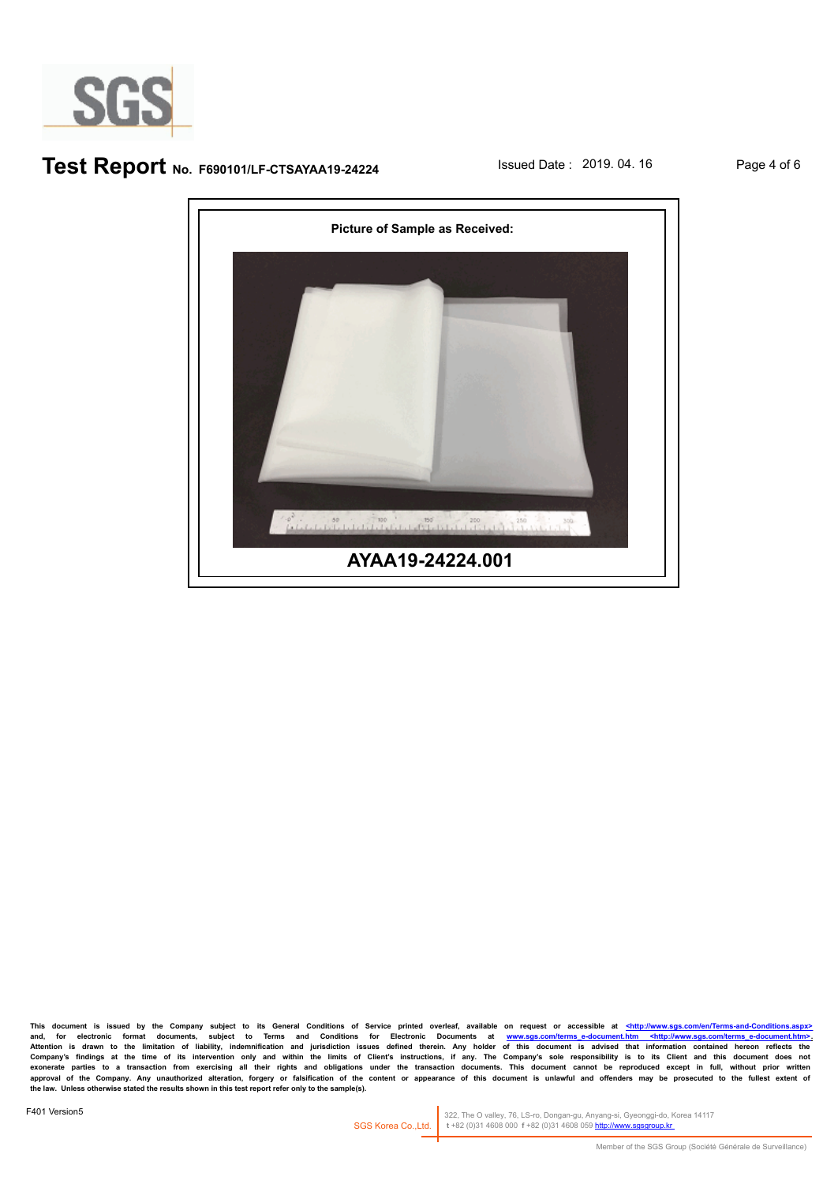**Picture of Sample as Received:**

**AYAA19-24224.001**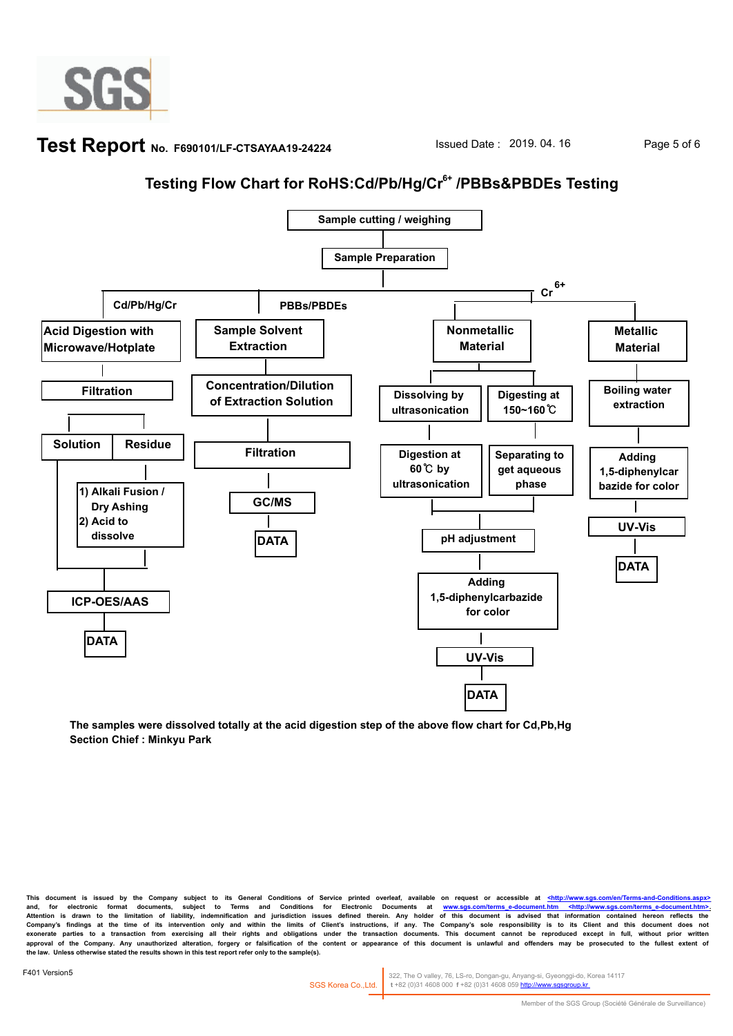# Testing Flow Chart for RoHS:Cd/Pb/Hg/$Cr^{6+}$ /PBBs&PBDEs Testing

Sample cutting / weighing

↓

Sample Preparation

**Cd/Pb/Hg/Cr:**

Acid Digestion with Microwave/Hotplate → Filtration → Solution / Residue

- Residue → 1) Alkali Fusion / Dry Ashing 2) Acid to dissolve
- → ICP-OES/AAS → DATA

**PBBs/PBDEs:**

Sample Solvent Extraction → Concentration/Dilution of Extraction Solution → Filtration → GC/MS → DATA

**$Cr^{6+}$:**

Nonmetallic Material:
- Dissolving by ultrasonication → Digestion at 60℃ by ultrasonication
- Digesting at 150~160℃ → Separating to get aqueous phase
- → pH adjustment → Adding 1,5-diphenylcarbazide for color → UV-Vis → DATA

Metallic Material:
- Boiling water extraction → Adding 1,5-diphenylcarbazide for color → UV-Vis → DATA

**The samples were dissolved totally at the acid digestion step of the above flow chart for Cd,Pb,Hg**

**Section Chief : Minkyu Park**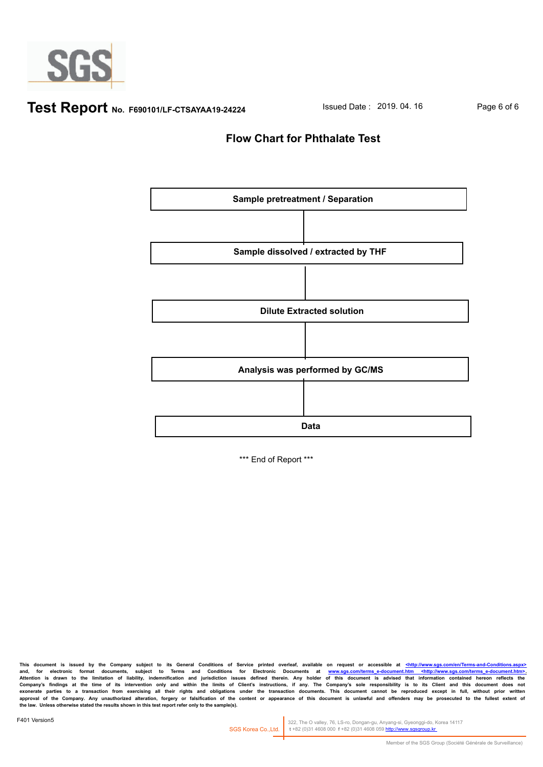## Flow Chart for Phthalate Test

Sample pretreatment / Separation

Sample dissolved / extracted by THF

Dilute Extracted solution

Analysis was performed by GC/MS

Data

*** End of Report ***